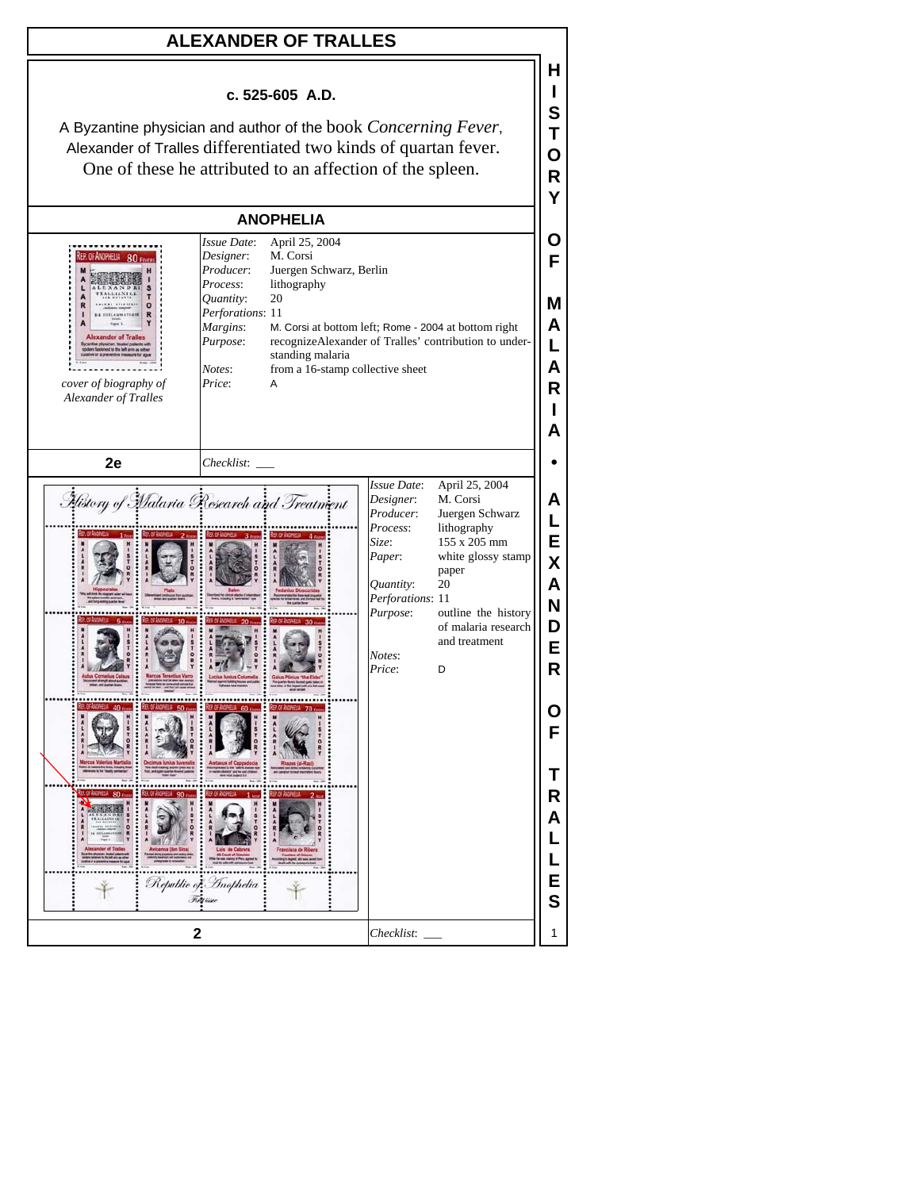# ALEXANDER OF TRALLES

**c. 525-605 A.D.**

A Byzantine physician and author of the book *Concerning Fever*, Alexander of Tralles differentiated two kinds of quartan fever. One of these he attributed to an affection of the spleen.

## ANOPHELIA

*cover of biography of Alexander of Tralles*

| | |
|---|---|
| *Issue Date*: | April 25, 2004 |
| *Designer*: | M. Corsi |
| *Producer*: | Juergen Schwarz, Berlin |
| *Process*: | lithography |
| *Quantity*: | 20 |
| *Perforations*: | 11 |
| *Margins*: | M. Corsi at bottom left; Rome - 2004 at bottom right |
| *Purpose*: | recognizeAlexander of Tralles' contribution to understanding malaria |
| *Notes*: | from a 16-stamp collective sheet |
| *Price*: | A |

**2e**

*Checklist*: ___

| | |
|---|---|
| *Issue Date*: | April 25, 2004 |
| *Designer*: | M. Corsi |
| *Producer*: | Juergen Schwarz |
| *Process*: | lithography |
| *Size*: | 155 x 205 mm |
| *Paper*: | white glossy stamp paper |
| *Quantity*: | 20 |
| *Perforations*: | 11 |
| *Purpose*: | outline the history of malaria research and treatment |
| *Notes*: | |
| *Price*: | D |

**2**

*Checklist*: ___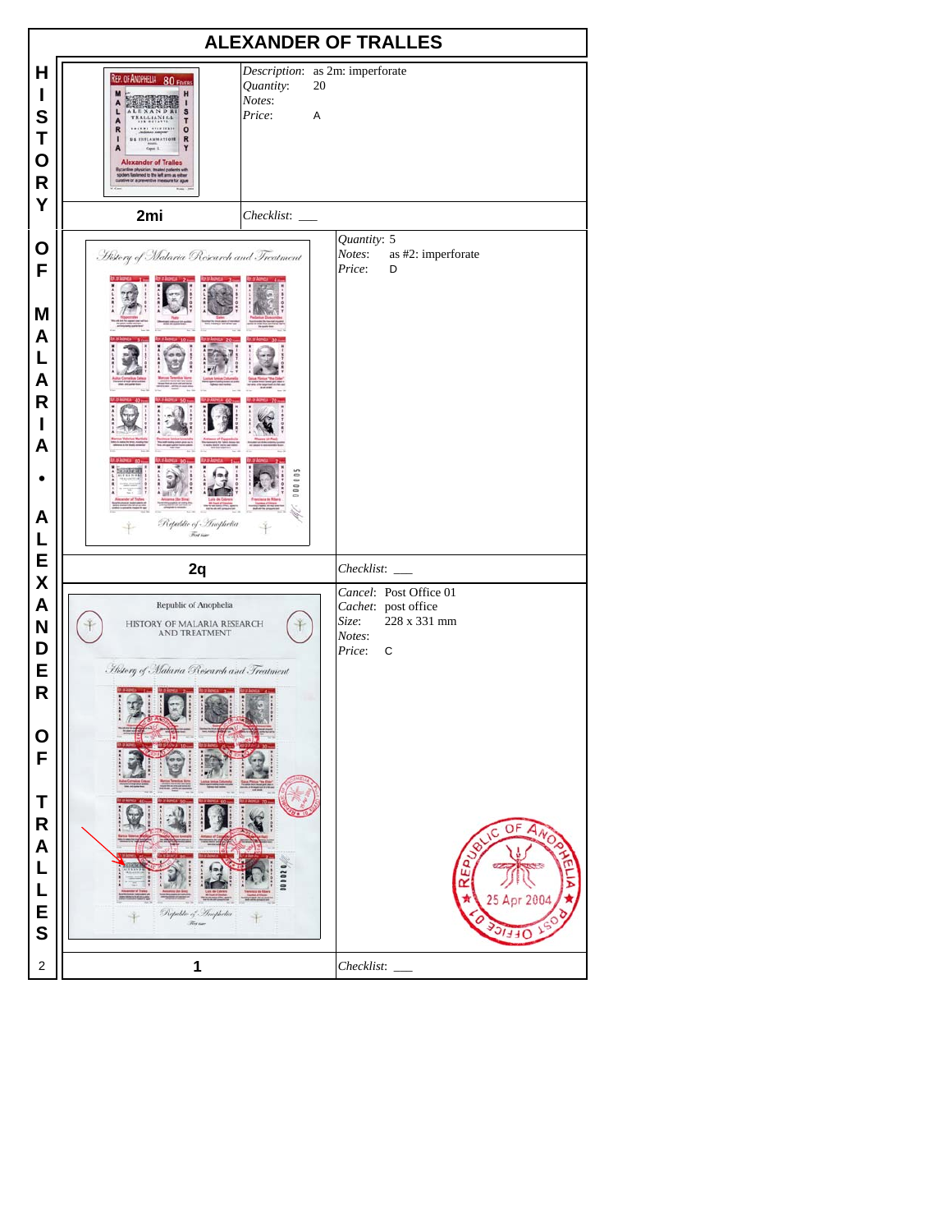# ALEXANDER OF TRALLES

HISTORY OF MALARIA • ALEXANDER OF TRALLES

| | |
|---|---|
| *Description*: as 2m: imperforate<br>*Quantity*: 20<br>*Notes*:<br>*Price*: A | |
| **2mi** | *Checklist*: ___ |

| | |
|---|---|
| | *Quantity*: 5<br>*Notes*: as #2: imperforate<br>*Price*: D |
| **2q** | *Checklist*: ___ |

| | |
|---|---|
| | *Cancel*: Post Office 01<br>*Cachet*: post office<br>*Size*: 228 x 331 mm<br>*Notes*:<br>*Price*: C |
| **1** | *Checklist*: ___ |